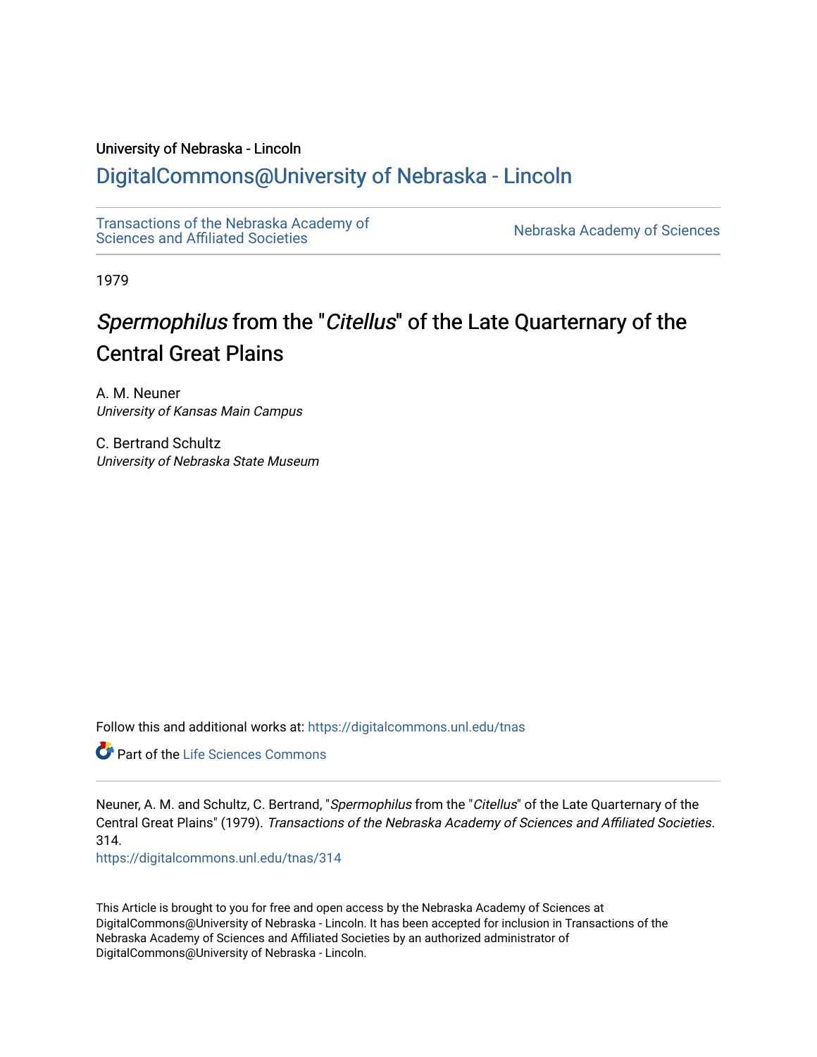University of Nebraska - Lincoln

## DigitalCommons@University of Nebraska - Lincoln

Transactions of the Nebraska Academy of Sciences and Affiliated Societies

Nebraska Academy of Sciences

1979

# *Spermophilus* from the "*Citellus*" of the Late Quarternary of the Central Great Plains

A. M. Neuner
*University of Kansas Main Campus*

C. Bertrand Schultz
*University of Nebraska State Museum*

Follow this and additional works at: https://digitalcommons.unl.edu/tnas

Part of the Life Sciences Commons

Neuner, A. M. and Schultz, C. Bertrand, "*Spermophilus* from the "*Citellus*" of the Late Quarternary of the Central Great Plains" (1979). *Transactions of the Nebraska Academy of Sciences and Affiliated Societies*. 314.
https://digitalcommons.unl.edu/tnas/314

This Article is brought to you for free and open access by the Nebraska Academy of Sciences at DigitalCommons@University of Nebraska - Lincoln. It has been accepted for inclusion in Transactions of the Nebraska Academy of Sciences and Affiliated Societies by an authorized administrator of DigitalCommons@University of Nebraska - Lincoln.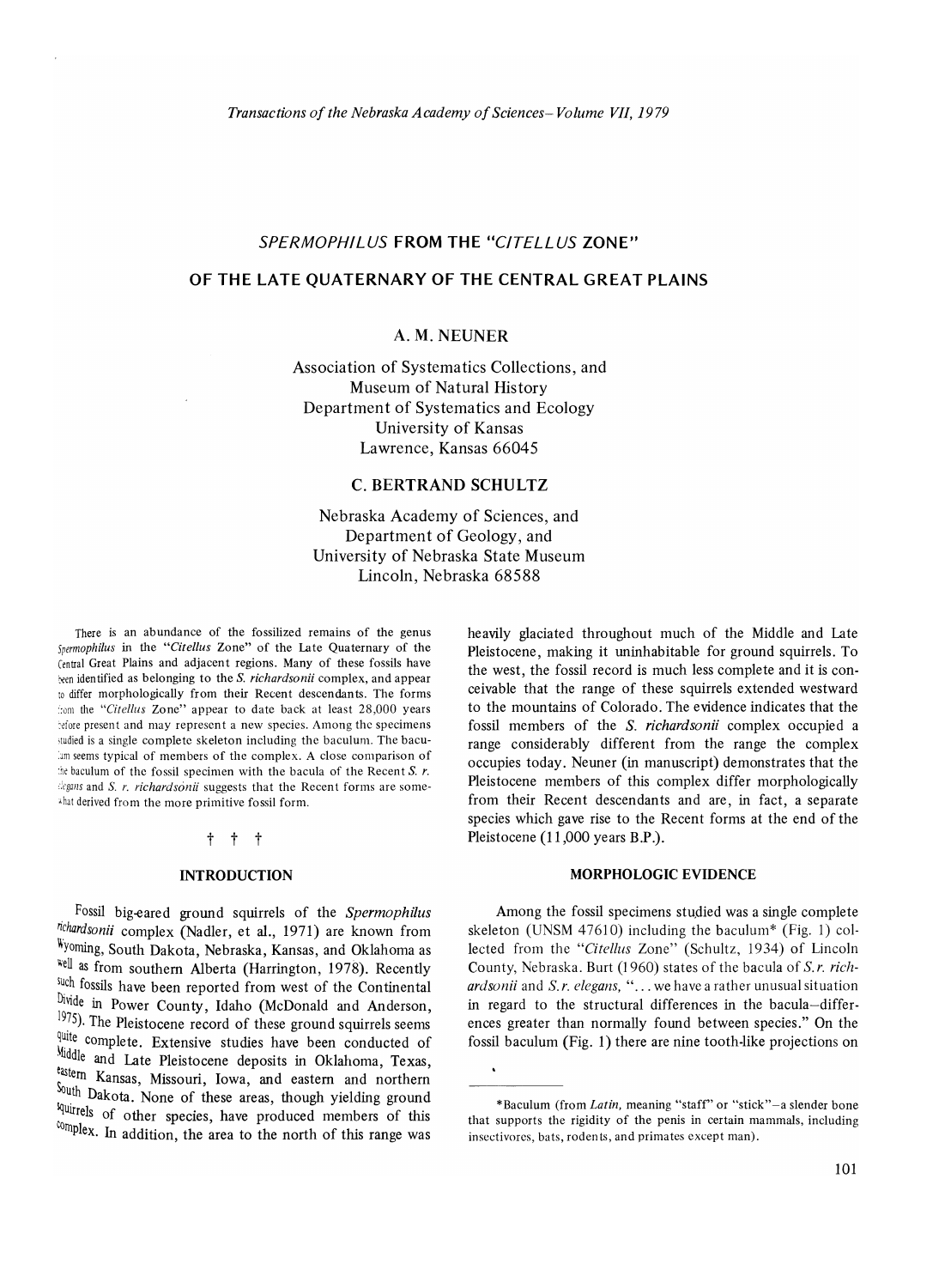# *SPERMOPHILUS* FROM THE "*CITELLUS* ZONE"

# OF THE LATE QUATERNARY OF THE CENTRAL GREAT PLAINS

## A. M. NEUNER

Association of Systematics Collections, and
Museum of Natural History
Department of Systematics and Ecology
University of Kansas
Lawrence, Kansas 66045

## C. BERTRAND SCHULTZ

Nebraska Academy of Sciences, and
Department of Geology, and
University of Nebraska State Museum
Lincoln, Nebraska 68588

There is an abundance of the fossilized remains of the genus *Spermophilus* in the "*Citellus* Zone" of the Late Quaternary of the Central Great Plains and adjacent regions. Many of these fossils have been identified as belonging to the *S. richardsonii* complex, and appear to differ morphologically from their Recent descendants. The forms from the "*Citellus* Zone" appear to date back at least 28,000 years before present and may represent a new species. Among the specimens studied is a single complete skeleton including the baculum. The baculum seems typical of members of the complex. A close comparison of the baculum of the fossil specimen with the bacula of the Recent *S. r. elegans* and *S. r. richardsonii* suggests that the Recent forms are somewhat derived from the more primitive fossil form.

† † †

### INTRODUCTION

Fossil big-eared ground squirrels of the *Spermophilus richardsonii* complex (Nadler, et al., 1971) are known from Wyoming, South Dakota, Nebraska, Kansas, and Oklahoma as well as from southern Alberta (Harrington, 1978). Recently such fossils have been reported from west of the Continental Divide in Power County, Idaho (McDonald and Anderson, 1975). The Pleistocene record of these ground squirrels seems quite complete. Extensive studies have been conducted of Middle and Late Pleistocene deposits in Oklahoma, Texas, eastern Kansas, Missouri, Iowa, and eastern and northern South Dakota. None of these areas, though yielding ground squirrels of other species, have produced members of this complex. In addition, the area to the north of this range was heavily glaciated throughout much of the Middle and Late Pleistocene, making it uninhabitable for ground squirrels. To the west, the fossil record is much less complete and it is conceivable that the range of these squirrels extended westward to the mountains of Colorado. The evidence indicates that the fossil members of the *S. richardsonii* complex occupied a range considerably different from the range the complex occupies today. Neuner (in manuscript) demonstrates that the Pleistocene members of this complex differ morphologically from their Recent descendants and are, in fact, a separate species which gave rise to the Recent forms at the end of the Pleistocene (11,000 years B.P.).

### MORPHOLOGIC EVIDENCE

Among the fossil specimens studied was a single complete skeleton (UNSM 47610) including the baculum* (Fig. 1) collected from the "*Citellus* Zone" (Schultz, 1934) of Lincoln County, Nebraska. Burt (1960) states of the bacula of *S. r. richardsonii* and *S. r. elegans*, "... we have a rather unusual situation in regard to the structural differences in the bacula—differences greater than normally found between species." On the fossil baculum (Fig. 1) there are nine tooth-like projections on

*Baculum (from *Latin*, meaning "staff" or "stick"—a slender bone that supports the rigidity of the penis in certain mammals, including insectivores, bats, rodents, and primates except man).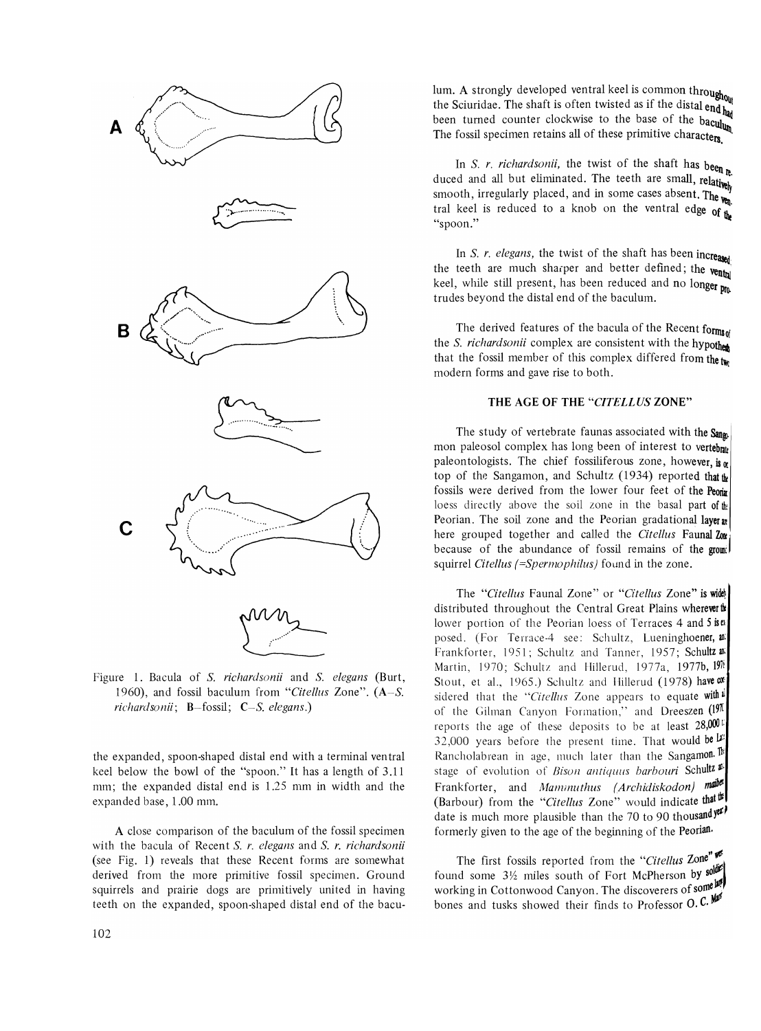Figure 1. Bacula of *S. richardsonii* and *S. elegans* (Burt, 1960), and fossil baculum from "*Citellus* Zone". (**A**–*S. richardsonii*; **B**–fossil; **C**–*S. elegans*.)

the expanded, spoon-shaped distal end with a terminal ventral keel below the bowl of the "spoon." It has a length of 3.11 mm; the expanded distal end is 1.25 mm in width and the expanded base, 1.00 mm.

A close comparison of the baculum of the fossil specimen with the bacula of Recent *S. r. elegans* and *S. r. richardsonii* (see Fig. 1) reveals that these Recent forms are somewhat derived from the more primitive fossil specimen. Ground squirrels and prairie dogs are primitively united in having teeth on the expanded, spoon-shaped distal end of the baculum. A strongly developed ventral keel is common throughout the Sciuridae. The shaft is often twisted as if the distal end had been turned counter clockwise to the base of the baculum. The fossil specimen retains all of these primitive characters.

In *S. r. richardsonii,* the twist of the shaft has been reduced and all but eliminated. The teeth are small, relatively smooth, irregularly placed, and in some cases absent. The ventral keel is reduced to a knob on the ventral edge of the "spoon."

In *S. r. elegans,* the twist of the shaft has been increased; the teeth are much sharper and better defined; the ventral keel, while still present, has been reduced and no longer protrudes beyond the distal end of the baculum.

The derived features of the bacula of the Recent forms of the *S. richardsonii* complex are consistent with the hypothesis that the fossil member of this complex differed from the two modern forms and gave rise to both.

## THE AGE OF THE "*CITELLUS* ZONE"

The study of vertebrate faunas associated with the Sangamon paleosol complex has long been of interest to vertebrate paleontologists. The chief fossiliferous zone, however, is on top of the Sangamon, and Schultz (1934) reported that the fossils were derived from the lower four feet of the Peorian loess directly above the soil zone in the basal part of the Peorian. The soil zone and the Peorian gradational layer are here grouped together and called the *Citellus* Faunal Zone because of the abundance of fossil remains of the ground squirrel *Citellus (=Spermophilus)* found in the zone.

The "*Citellus* Faunal Zone" or "*Citellus* Zone" is widely distributed throughout the Central Great Plains wherever the lower portion of the Peorian loess of Terraces 4 and 5 is exposed. (For Terrace-4 see: Schultz, Lueninghoener, and Frankforter, 1951; Schultz and Tanner, 1957; Schultz and Martin, 1970; Schultz and Hillerud, 1977a, 1977b, 1978; Stout, et al., 1965.) Schultz and Hillerud (1978) have considered that the "*Citellus* Zone appears to equate with a of the Gilman Canyon Formation," and Dreeszen (197 reports the age of these deposits to be at least 28,000 to 32,000 years before the present time. That would be Late Rancholabrean in age, much later than the Sangamon. The stage of evolution of *Bison antiquus barbouri* Schultz and Frankforter, and *Mammuthus (Archidiskodon) maibeni* (Barbour) from the "*Citellus* Zone" would indicate that the date is much more plausible than the 70 to 90 thousand year formerly given to the age of the beginning of the Peorian.

The first fossils reported from the "*Citellus* Zone" were found some 3½ miles south of Fort McPherson by soldiers working in Cottonwood Canyon. The discoverers of some large bones and tusks showed their finds to Professor O. C. Marsh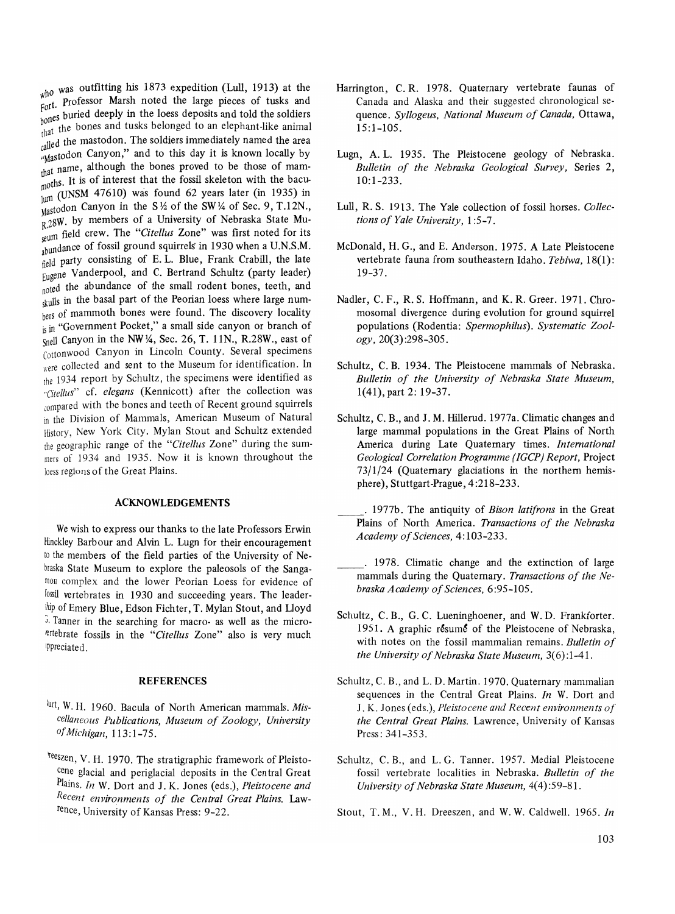who was outfitting his 1873 expedition (Lull, 1913) at the Fort. Professor Marsh noted the large pieces of tusks and bones buried deeply in the loess deposits and told the soldiers that the bones and tusks belonged to an elephant-like animal called the mastodon. The soldiers immediately named the area "Mastodon Canyon," and to this day it is known locally by that name, although the bones proved to be those of mammoths. It is of interest that the fossil skeleton with the baculum (UNSM 47610) was found 62 years later (in 1935) in Mastodon Canyon in the S½ of the SW¼ of Sec. 9, T.12N., R.28W. by members of a University of Nebraska State Museum field crew. The "*Citellus* Zone" was first noted for its abundance of fossil ground squirrels in 1930 when a U.N.S.M. field party consisting of E. L. Blue, Frank Crabill, the late Eugene Vanderpool, and C. Bertrand Schultz (party leader) noted the abundance of the small rodent bones, teeth, and skulls in the basal part of the Peorian loess where large numbers of mammoth bones were found. The discovery locality is in "Government Pocket," a small side canyon or branch of Snell Canyon in the NW¼, Sec. 26, T. 11N., R.28W., east of Cottonwood Canyon in Lincoln County. Several specimens were collected and sent to the Museum for identification. In the 1934 report by Schultz, the specimens were identified as "*Citellus*" cf. *elegans* (Kennicott) after the collection was compared with the bones and teeth of Recent ground squirrels in the Division of Mammals, American Museum of Natural History, New York City. Mylan Stout and Schultz extended the geographic range of the "*Citellus* Zone" during the summers of 1934 and 1935. Now it is known throughout the loess regions of the Great Plains.

## ACKNOWLEDGEMENTS

We wish to express our thanks to the late Professors Erwin Hinckley Barbour and Alvin L. Lugn for their encouragement to the members of the field parties of the University of Nebraska State Museum to explore the paleosols of the Sangamon complex and the lower Peorian Loess for evidence of fossil vertebrates in 1930 and succeeding years. The leadership of Emery Blue, Edson Fichter, T. Mylan Stout, and Lloyd G. Tanner in the searching for macro- as well as the microvertebrate fossils in the "*Citellus* Zone" also is very much appreciated.

## REFERENCES

Burt, W. H. 1960. Bacula of North American mammals. *Miscellaneous Publications, Museum of Zoology, University of Michigan,* 113:1-75.

Dreeszen, V. H. 1970. The stratigraphic framework of Pleistocene glacial and periglacial deposits in the Central Great Plains. *In* W. Dort and J. K. Jones (eds.), *Pleistocene and Recent environments of the Central Great Plains.* Lawrence, University of Kansas Press: 9-22.

Harrington, C. R. 1978. Quaternary vertebrate faunas of Canada and Alaska and their suggested chronological sequence. *Syllogeus, National Museum of Canada,* Ottawa, 15:1-105.

Lugn, A. L. 1935. The Pleistocene geology of Nebraska. *Bulletin of the Nebraska Geological Survey,* Series 2, 10:1-233.

Lull, R. S. 1913. The Yale collection of fossil horses. *Collections of Yale University,* 1:5-7.

McDonald, H. G., and E. Anderson. 1975. A Late Pleistocene vertebrate fauna from southeastern Idaho. *Tebiwa,* 18(1): 19-37.

Nadler, C. F., R. S. Hoffmann, and K. R. Greer. 1971. Chromosomal divergence during evolution for ground squirrel populations (Rodentia: *Spermophilus*). *Systematic Zoology,* 20(3):298-305.

Schultz, C. B. 1934. The Pleistocene mammals of Nebraska. *Bulletin of the University of Nebraska State Museum,* 1(41), part 2: 19-37.

Schultz, C. B., and J. M. Hillerud. 1977a. Climatic changes and large mammal populations in the Great Plains of North America during Late Quaternary times. *International Geological Correlation Programme (IGCP) Report,* Project 73/1/24 (Quaternary glaciations in the northern hemisphere), Stuttgart-Prague, 4:218-233.

\_\_\_\_\_. 1977b. The antiquity of *Bison latifrons* in the Great Plains of North America. *Transactions of the Nebraska Academy of Sciences,* 4:103-233.

\_\_\_\_\_. 1978. Climatic change and the extinction of large mammals during the Quaternary. *Transactions of the Nebraska Academy of Sciences,* 6:95-105.

Schultz, C. B., G. C. Lueninghoener, and W. D. Frankforter. 1951. A graphic résumé of the Pleistocene of Nebraska, with notes on the fossil mammalian remains. *Bulletin of the University of Nebraska State Museum,* 3(6):1-41.

Schultz, C. B., and L. D. Martin. 1970. Quaternary mammalian sequences in the Central Great Plains. *In* W. Dort and J. K. Jones (eds.), *Pleistocene and Recent environments of the Central Great Plains.* Lawrence, University of Kansas Press: 341-353.

Schultz, C. B., and L. G. Tanner. 1957. Medial Pleistocene fossil vertebrate localities in Nebraska. *Bulletin of the University of Nebraska State Museum,* 4(4):59-81.

Stout, T. M., V. H. Dreeszen, and W. W. Caldwell. 1965. *In*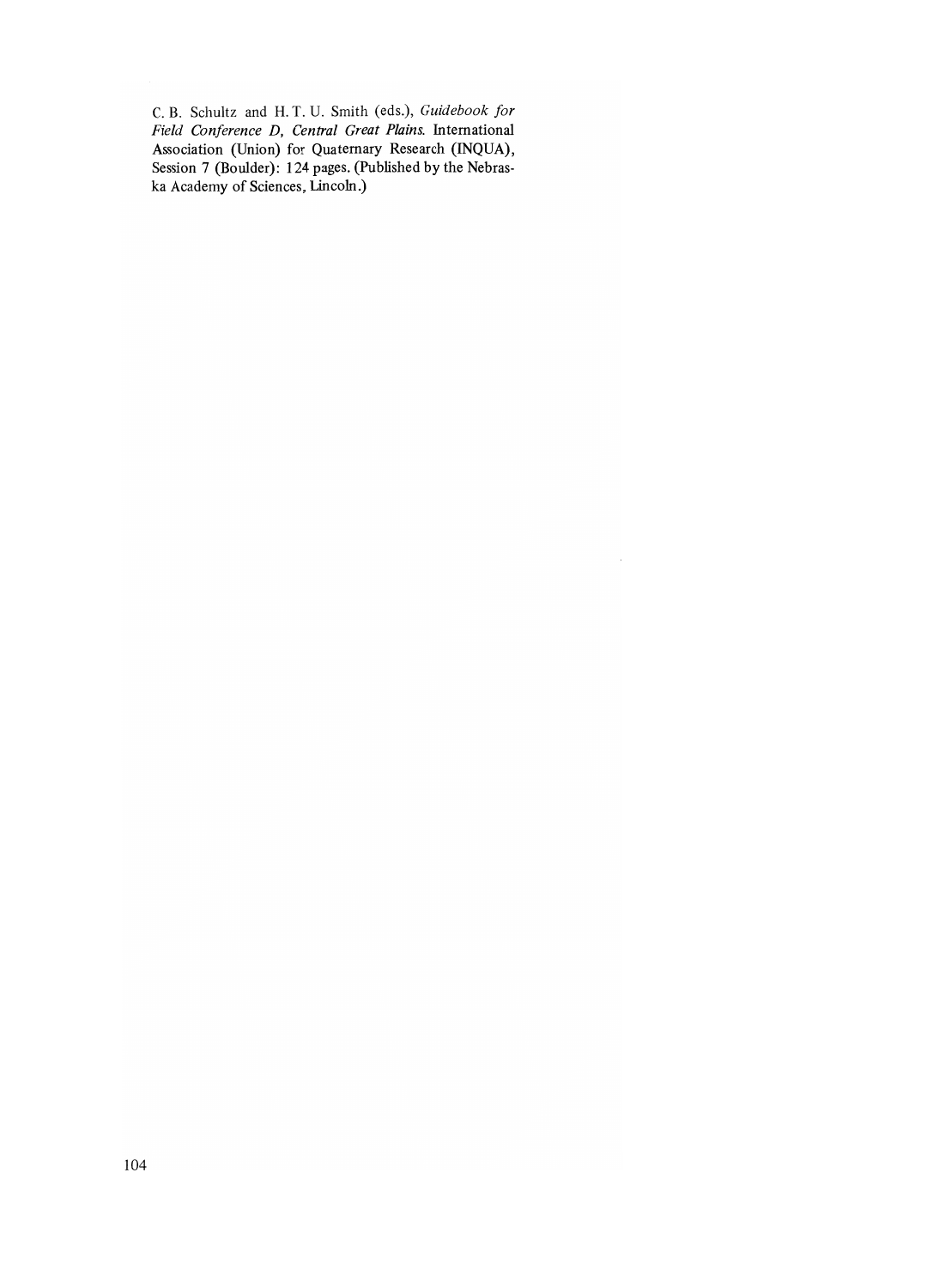C. B. Schultz and H. T. U. Smith (eds.), *Guidebook for Field Conference D, Central Great Plains.* International Association (Union) for Quaternary Research (INQUA), Session 7 (Boulder): 124 pages. (Published by the Nebraska Academy of Sciences, Lincoln.)